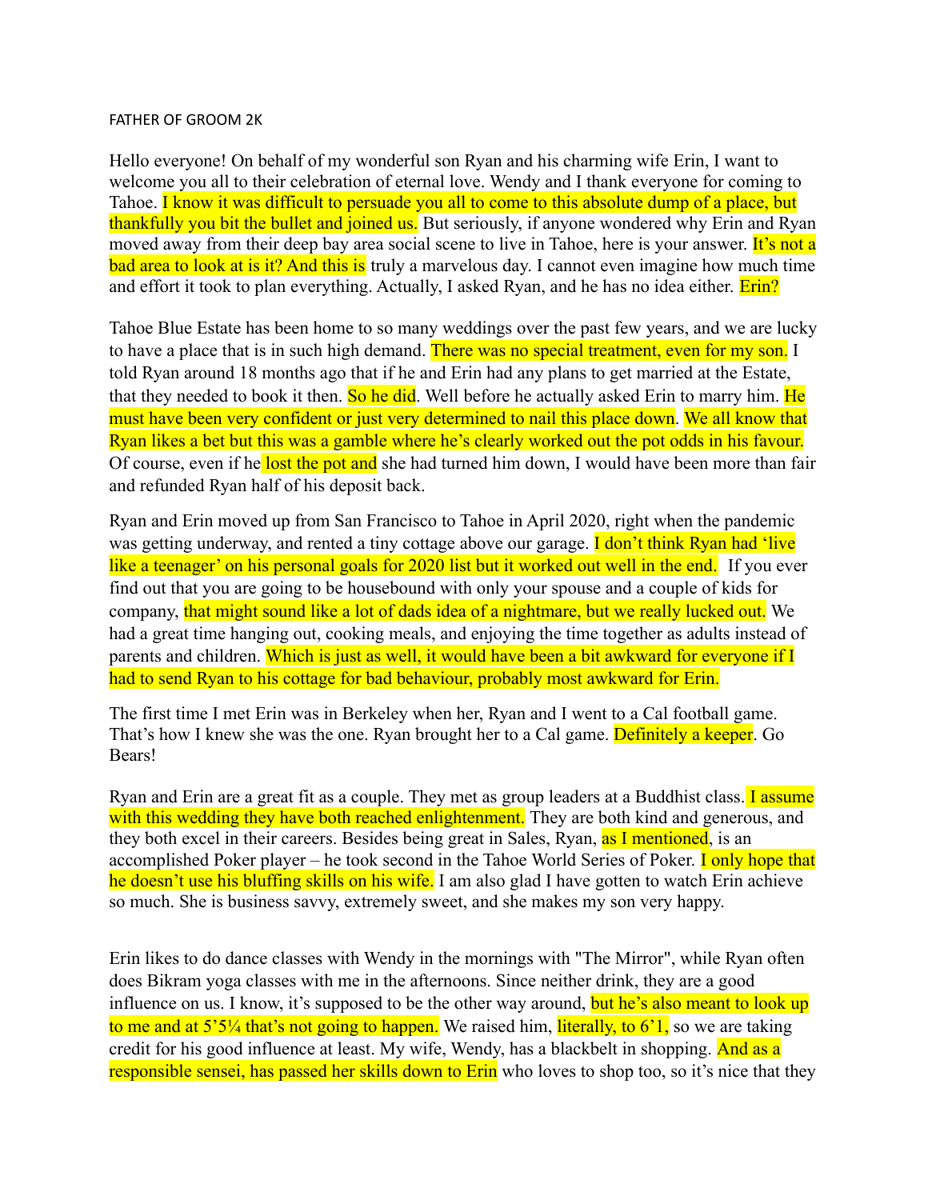FATHER OF GROOM 2K

Hello everyone! On behalf of my wonderful son Ryan and his charming wife Erin, I want to welcome you all to their celebration of eternal love. Wendy and I thank everyone for coming to Tahoe. I know it was difficult to persuade you all to come to this absolute dump of a place, but thankfully you bit the bullet and joined us. But seriously, if anyone wondered why Erin and Ryan moved away from their deep bay area social scene to live in Tahoe, here is your answer. It's not a bad area to look at is it? And this is truly a marvelous day. I cannot even imagine how much time and effort it took to plan everything. Actually, I asked Ryan, and he has no idea either. Erin?

Tahoe Blue Estate has been home to so many weddings over the past few years, and we are lucky to have a place that is in such high demand. There was no special treatment, even for my son. I told Ryan around 18 months ago that if he and Erin had any plans to get married at the Estate, that they needed to book it then. So he did. Well before he actually asked Erin to marry him. He must have been very confident or just very determined to nail this place down. We all know that Ryan likes a bet but this was a gamble where he's clearly worked out the pot odds in his favour. Of course, even if he lost the pot and she had turned him down, I would have been more than fair and refunded Ryan half of his deposit back.

Ryan and Erin moved up from San Francisco to Tahoe in April 2020, right when the pandemic was getting underway, and rented a tiny cottage above our garage. I don't think Ryan had 'live like a teenager' on his personal goals for 2020 list but it worked out well in the end. If you ever find out that you are going to be housebound with only your spouse and a couple of kids for company, that might sound like a lot of dads idea of a nightmare, but we really lucked out. We had a great time hanging out, cooking meals, and enjoying the time together as adults instead of parents and children. Which is just as well, it would have been a bit awkward for everyone if I had to send Ryan to his cottage for bad behaviour, probably most awkward for Erin.

The first time I met Erin was in Berkeley when her, Ryan and I went to a Cal football game. That's how I knew she was the one. Ryan brought her to a Cal game. Definitely a keeper. Go Bears!

Ryan and Erin are a great fit as a couple. They met as group leaders at a Buddhist class. I assume with this wedding they have both reached enlightenment. They are both kind and generous, and they both excel in their careers. Besides being great in Sales, Ryan, as I mentioned, is an accomplished Poker player – he took second in the Tahoe World Series of Poker. I only hope that he doesn't use his bluffing skills on his wife. I am also glad I have gotten to watch Erin achieve so much. She is business savvy, extremely sweet, and she makes my son very happy.

Erin likes to do dance classes with Wendy in the mornings with "The Mirror", while Ryan often does Bikram yoga classes with me in the afternoons. Since neither drink, they are a good influence on us. I know, it's supposed to be the other way around, but he's also meant to look up to me and at 5'5¼ that's not going to happen. We raised him, literally, to 6'1, so we are taking credit for his good influence at least. My wife, Wendy, has a blackbelt in shopping. And as a responsible sensei, has passed her skills down to Erin who loves to shop too, so it's nice that they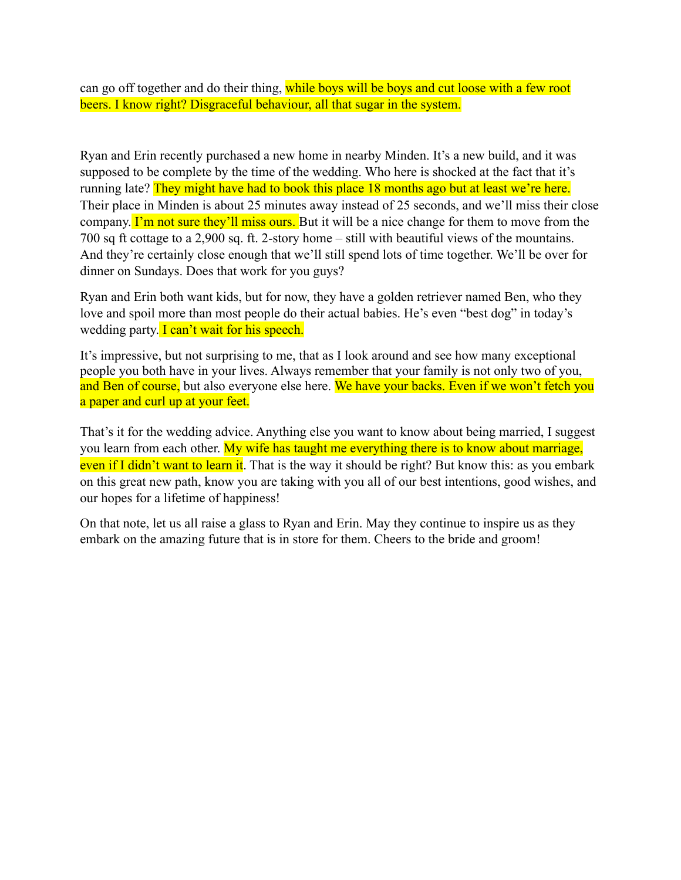can go off together and do their thing, while boys will be boys and cut loose with a few root beers. I know right? Disgraceful behaviour, all that sugar in the system.

Ryan and Erin recently purchased a new home in nearby Minden. It's a new build, and it was supposed to be complete by the time of the wedding. Who here is shocked at the fact that it's running late? They might have had to book this place 18 months ago but at least we're here. Their place in Minden is about 25 minutes away instead of 25 seconds, and we'll miss their close company. I'm not sure they'll miss ours. But it will be a nice change for them to move from the 700 sq ft cottage to a 2,900 sq. ft. 2-story home – still with beautiful views of the mountains. And they're certainly close enough that we'll still spend lots of time together. We'll be over for dinner on Sundays. Does that work for you guys?

Ryan and Erin both want kids, but for now, they have a golden retriever named Ben, who they love and spoil more than most people do their actual babies. He's even "best dog" in today's wedding party. I can't wait for his speech.

It's impressive, but not surprising to me, that as I look around and see how many exceptional people you both have in your lives. Always remember that your family is not only two of you, and Ben of course, but also everyone else here. We have your backs. Even if we won't fetch you a paper and curl up at your feet.

That's it for the wedding advice. Anything else you want to know about being married, I suggest you learn from each other. My wife has taught me everything there is to know about marriage, even if I didn't want to learn it. That is the way it should be right? But know this: as you embark on this great new path, know you are taking with you all of our best intentions, good wishes, and our hopes for a lifetime of happiness!

On that note, let us all raise a glass to Ryan and Erin. May they continue to inspire us as they embark on the amazing future that is in store for them. Cheers to the bride and groom!